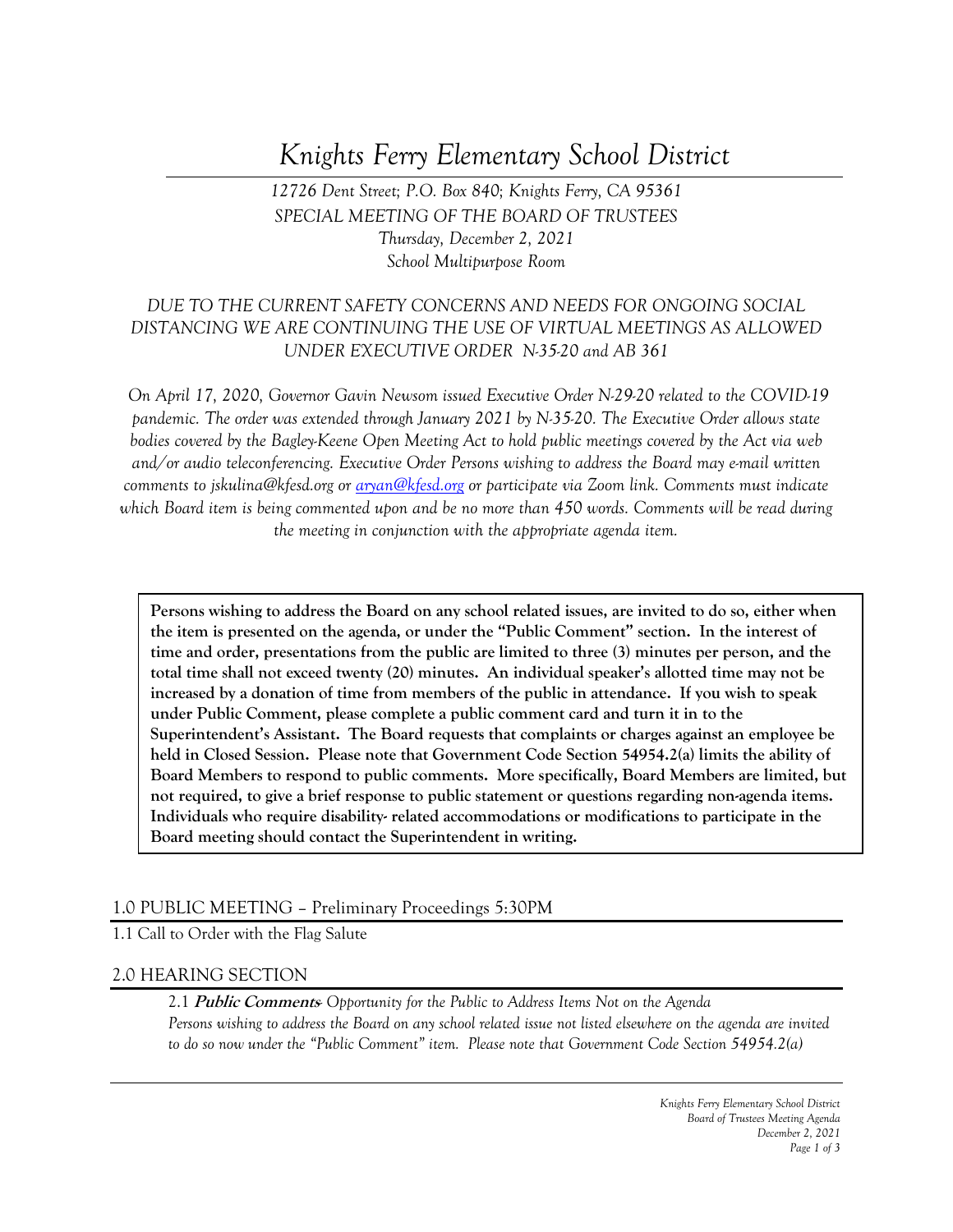# *Knights Ferry Elementary School District*

*12726 Dent Street; P.O. Box 840; Knights Ferry, CA 95361*
*SPECIAL MEETING OF THE BOARD OF TRUSTEES*
*Thursday, December 2, 2021*
*School Multipurpose Room*

*DUE TO THE CURRENT SAFETY CONCERNS AND NEEDS FOR ONGOING SOCIAL DISTANCING WE ARE CONTINUING THE USE OF VIRTUAL MEETINGS AS ALLOWED UNDER EXECUTIVE ORDER N-35-20 and AB 361*

*On April 17, 2020, Governor Gavin Newsom issued Executive Order N-29-20 related to the COVID-19 pandemic. The order was extended through January 2021 by N-35-20. The Executive Order allows state bodies covered by the Bagley-Keene Open Meeting Act to hold public meetings covered by the Act via web and/or audio teleconferencing. Executive Order Persons wishing to address the Board may e-mail written comments to jskulina@kfesd.org or aryan@kfesd.org or participate via Zoom link. Comments must indicate which Board item is being commented upon and be no more than 450 words. Comments will be read during the meeting in conjunction with the appropriate agenda item.*

**Persons wishing to address the Board on any school related issues, are invited to do so, either when the item is presented on the agenda, or under the "Public Comment" section. In the interest of time and order, presentations from the public are limited to three (3) minutes per person, and the total time shall not exceed twenty (20) minutes. An individual speaker's allotted time may not be increased by a donation of time from members of the public in attendance. If you wish to speak under Public Comment, please complete a public comment card and turn it in to the Superintendent's Assistant. The Board requests that complaints or charges against an employee be held in Closed Session. Please note that Government Code Section 54954.2(a) limits the ability of Board Members to respond to public comments. More specifically, Board Members are limited, but not required, to give a brief response to public statement or questions regarding non-agenda items. Individuals who require disability- related accommodations or modifications to participate in the Board meeting should contact the Superintendent in writing.**

## 1.0 PUBLIC MEETING – Preliminary Proceedings 5:30PM

1.1 Call to Order with the Flag Salute

## 2.0 HEARING SECTION

2.1 ***Public Comments****- Opportunity for the Public to Address Items Not on the Agenda*
*Persons wishing to address the Board on any school related issue not listed elsewhere on the agenda are invited to do so now under the "Public Comment" item. Please note that Government Code Section 54954.2(a)*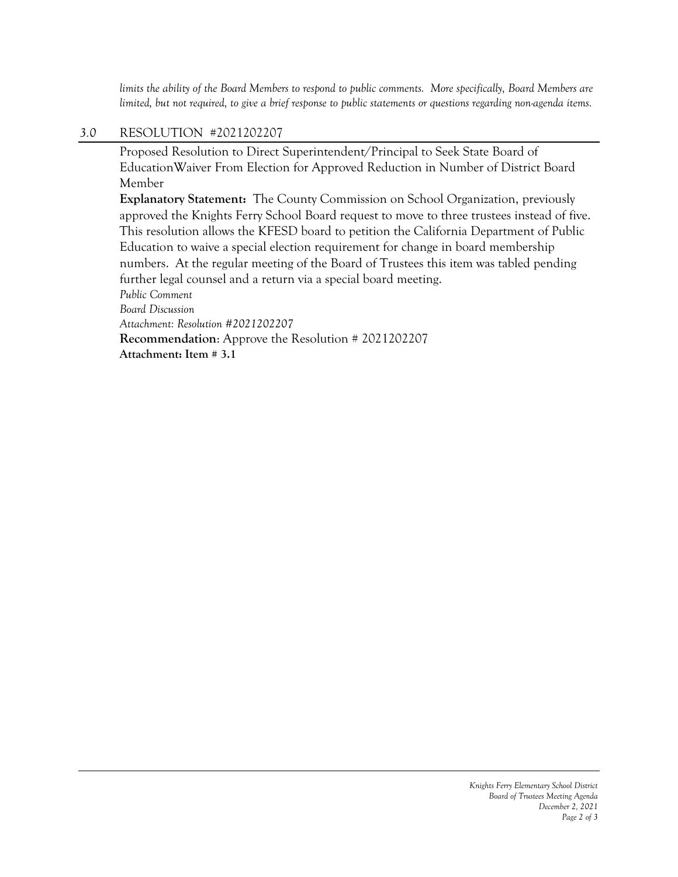*limits the ability of the Board Members to respond to public comments. More specifically, Board Members are limited, but not required, to give a brief response to public statements or questions regarding non-agenda items.*

## 3.0 RESOLUTION #2021202207

Proposed Resolution to Direct Superintendent/Principal to Seek State Board of EducationWaiver From Election for Approved Reduction in Number of District Board Member

**Explanatory Statement:** The County Commission on School Organization, previously approved the Knights Ferry School Board request to move to three trustees instead of five. This resolution allows the KFESD board to petition the California Department of Public Education to waive a special election requirement for change in board membership numbers. At the regular meeting of the Board of Trustees this item was tabled pending further legal counsel and a return via a special board meeting.

*Public Comment*

*Board Discussion*

*Attachment: Resolution #2021202207*

**Recommendation**: Approve the Resolution # 2021202207

**Attachment: Item # 3.1**